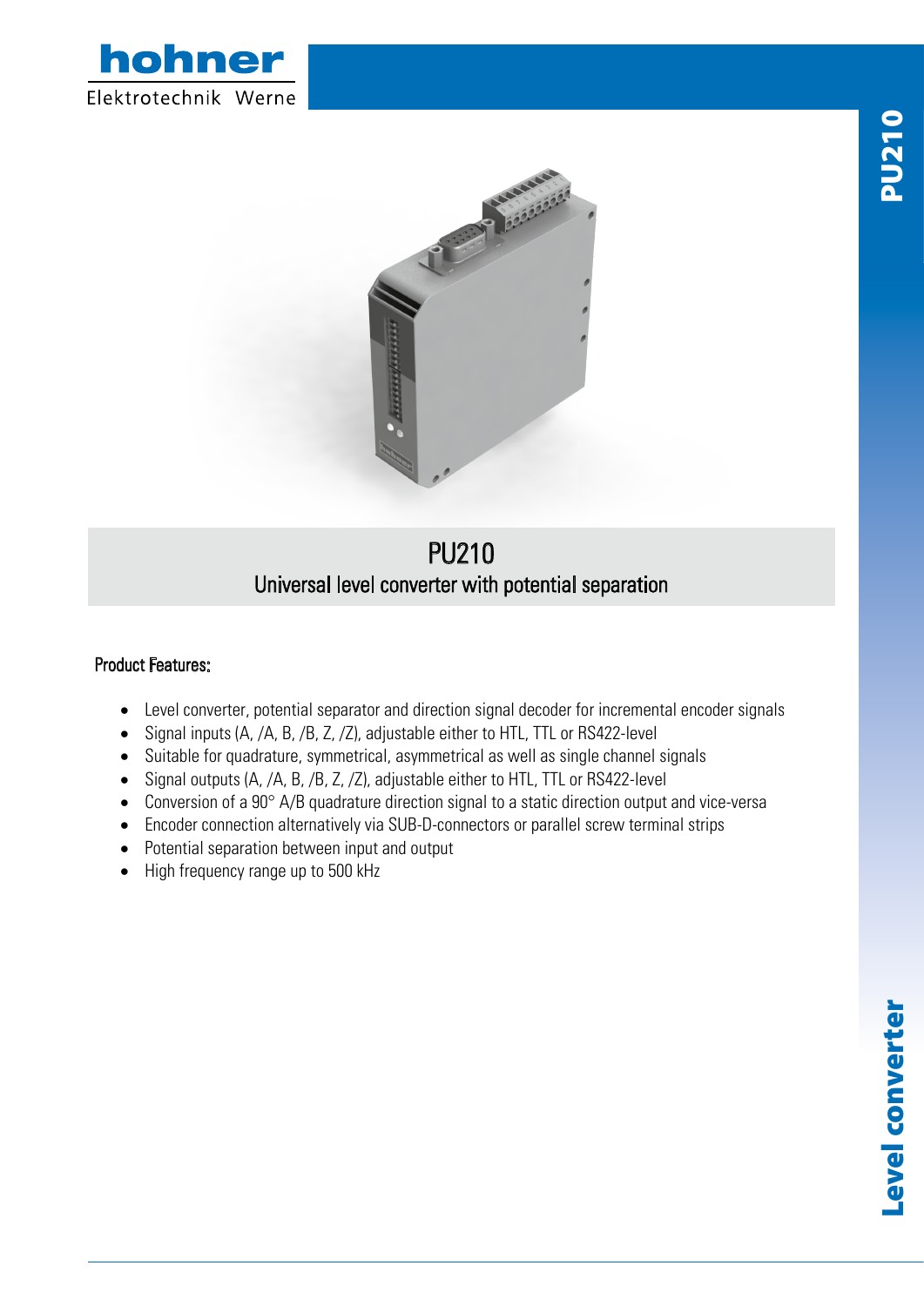hohner

Elektrotechnik Werne

PU210

# PU210

## Universal level converter with potential separation

### Product Features:

- Level converter, potential separator and direction signal decoder for incremental encoder signals
- Signal inputs (A, /A, B, /B, Z, /Z), adjustable either to HTL, TTL or RS422-level
- Suitable for quadrature, symmetrical, asymmetrical as well as single channel signals
- Signal outputs (A, /A, B, /B, Z, /Z), adjustable either to HTL, TTL or RS422-level
- Conversion of a 90° A/B quadrature direction signal to a static direction output and vice-versa
- Encoder connection alternatively via SUB-D-connectors or parallel screw terminal strips
- Potential separation between input and output
- High frequency range up to 500 kHz

Level converter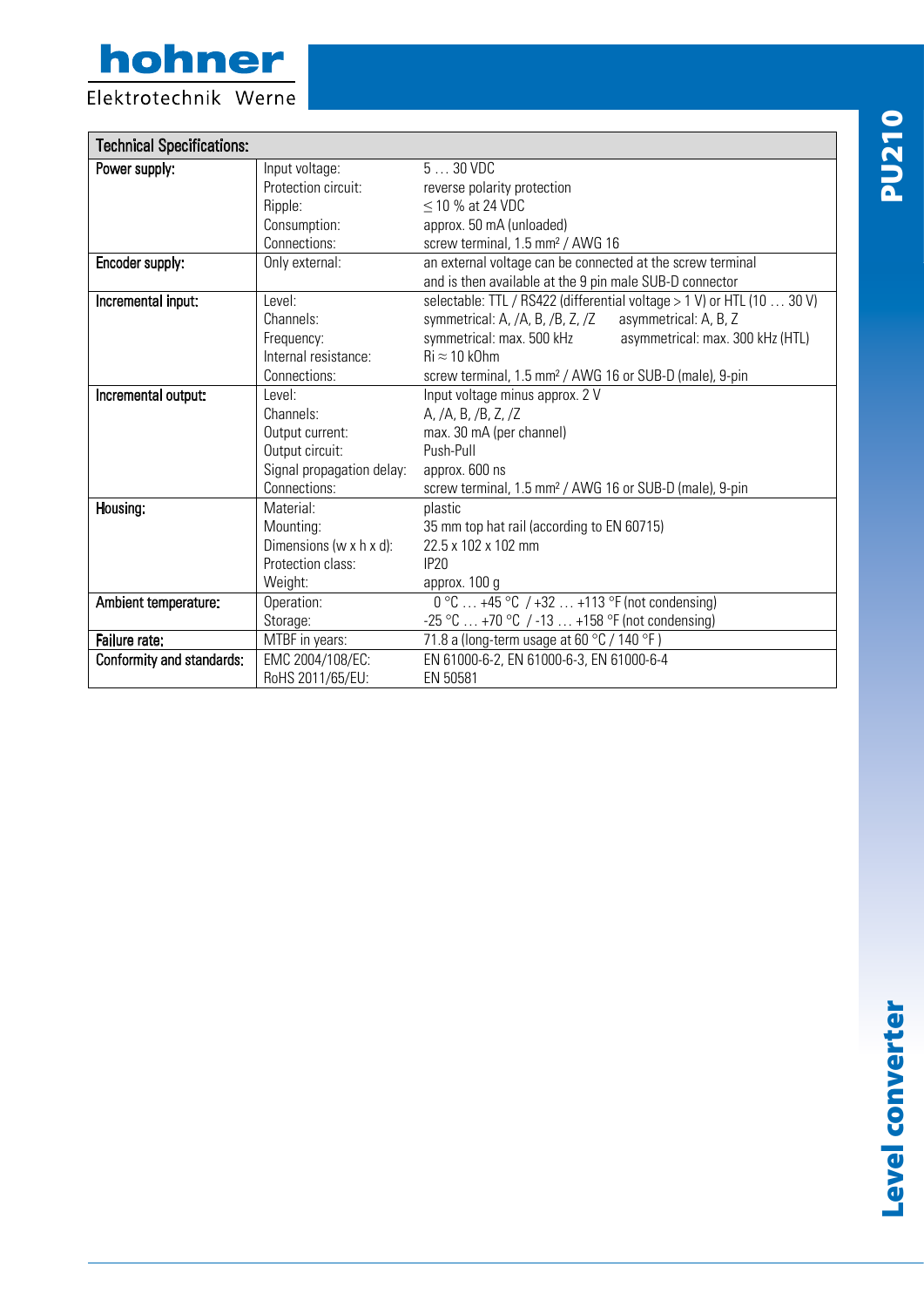| Technical Specifications: | | |
|---|---|---|
| **Power supply:** | Input voltage: | 5 … 30 VDC |
| | Protection circuit: | reverse polarity protection |
| | Ripple: | ≤ 10 % at 24 VDC |
| | Consumption: | approx. 50 mA (unloaded) |
| | Connections: | screw terminal, 1.5 mm² / AWG 16 |
| **Encoder supply:** | Only external: | an external voltage can be connected at the screw terminal and is then available at the 9 pin male SUB-D connector |
| **Incremental input:** | Level: | selectable: TTL / RS422 (differential voltage > 1 V) or HTL (10 … 30 V) |
| | Channels: | symmetrical: A, /A, B, /B, Z, /Z     asymmetrical: A, B, Z |
| | Frequency: | symmetrical: max. 500 kHz     asymmetrical: max. 300 kHz (HTL) |
| | Internal resistance: | Ri ≈ 10 kOhm |
| | Connections: | screw terminal, 1.5 mm² / AWG 16 or SUB-D (male), 9-pin |
| **Incremental output:** | Level: | Input voltage minus approx. 2 V |
| | Channels: | A, /A, B, /B, Z, /Z |
| | Output current: | max. 30 mA (per channel) |
| | Output circuit: | Push-Pull |
| | Signal propagation delay: | approx. 600 ns |
| | Connections: | screw terminal, 1.5 mm² / AWG 16 or SUB-D (male), 9-pin |
| **Housing:** | Material: | plastic |
| | Mounting: | 35 mm top hat rail (according to EN 60715) |
| | Dimensions (w x h x d): | 22.5 x 102 x 102 mm |
| | Protection class: | IP20 |
| | Weight: | approx. 100 g |
| **Ambient temperature:** | Operation: | 0 °C … +45 °C / +32 … +113 °F (not condensing) |
| | Storage: | -25 °C … +70 °C / -13 … +158 °F (not condensing) |
| **Failure rate:** | MTBF in years: | 71.8 a (long-term usage at 60 °C / 140 °F ) |
| **Conformity and standards:** | EMC 2004/108/EC: | EN 61000-6-2, EN 61000-6-3, EN 61000-6-4 |
| | RoHS 2011/65/EU: | EN 50581 |